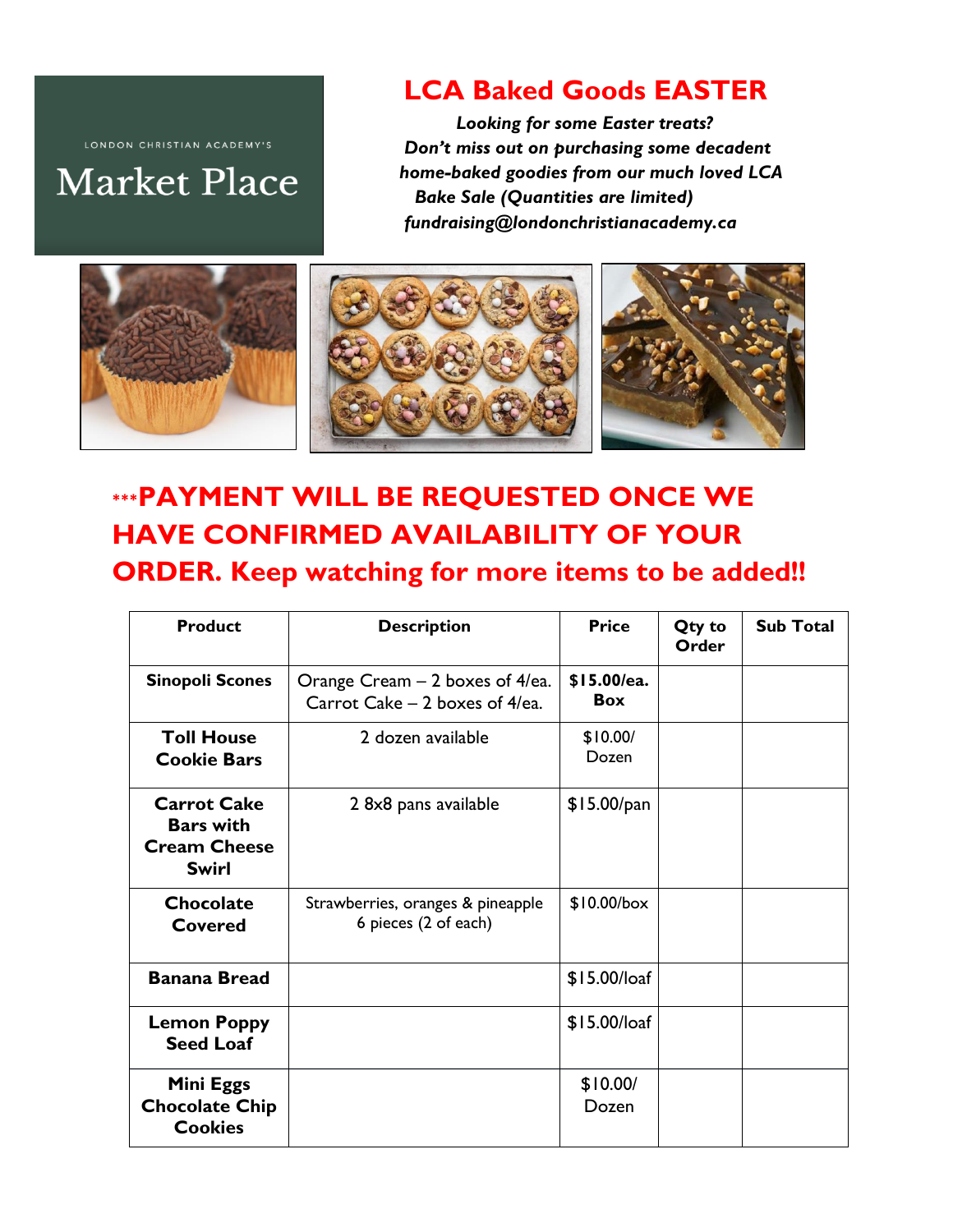LONDON CHRISTIAN ACADEMY'S

# Market Place

## LCA Baked Goods EASTER

***Looking for some Easter treats?***
***Don't miss out on purchasing some decadent home-baked goodies from our much loved LCA Bake Sale (Quantities are limited)***
***fundraising@londonchristianacademy.ca***

## ***PAYMENT WILL BE REQUESTED ONCE WE HAVE CONFIRMED AVAILABILITY OF YOUR ORDER. Keep watching for more items to be added!!

| Product | Description | Price | Qty to Order | Sub Total |
|---|---|---|---|---|
| **Sinopoli Scones** | Orange Cream – 2 boxes of 4/ea. Carrot Cake – 2 boxes of 4/ea. | **$15.00/ea. Box** | | |
| **Toll House Cookie Bars** | 2 dozen available | $10.00/ Dozen | | |
| **Carrot Cake Bars with Cream Cheese Swirl** | 2 8x8 pans available | $15.00/pan | | |
| **Chocolate Covered** | Strawberries, oranges & pineapple 6 pieces (2 of each) | $10.00/box | | |
| **Banana Bread** | | $15.00/loaf | | |
| **Lemon Poppy Seed Loaf** | | $15.00/loaf | | |
| **Mini Eggs Chocolate Chip Cookies** | | $10.00/ Dozen | | |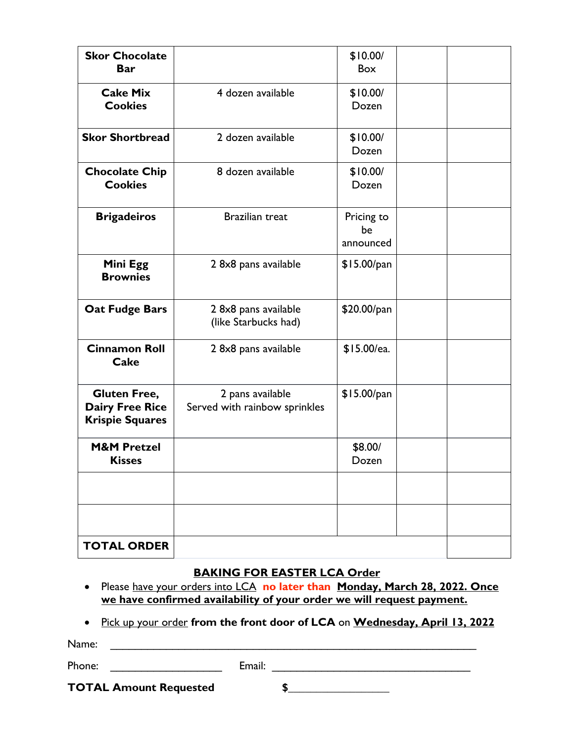| | | | | |
|---|---|---|---|---|
| **Skor Chocolate Bar** | | $10.00/ Box | | |
| **Cake Mix Cookies** | 4 dozen available | $10.00/ Dozen | | |
| **Skor Shortbread** | 2 dozen available | $10.00/ Dozen | | |
| **Chocolate Chip Cookies** | 8 dozen available | $10.00/ Dozen | | |
| **Brigadeiros** | Brazilian treat | Pricing to be announced | | |
| **Mini Egg Brownies** | 2 8x8 pans available | $15.00/pan | | |
| **Oat Fudge Bars** | 2 8x8 pans available (like Starbucks had) | $20.00/pan | | |
| **Cinnamon Roll Cake** | 2 8x8 pans available | $15.00/ea. | | |
| **Gluten Free, Dairy Free Rice Krispie Squares** | 2 pans available Served with rainbow sprinkles | $15.00/pan | | |
| **M&M Pretzel Kisses** | | $8.00/ Dozen | | |
| | | | | |
| | | | | |
| **TOTAL ORDER** | | | | |

## BAKING FOR EASTER LCA Order

- Please have your orders into LCA **no later than** **Monday, March 28, 2022. Once we have confirmed availability of your order we will request payment.**

- Pick up your order **from the front door of LCA** on **Wednesday, April 13, 2022**

Name: ____________________________________________________________

Phone: ____________________ Email: ____________________________________

**TOTAL Amount Requested** **$**________________